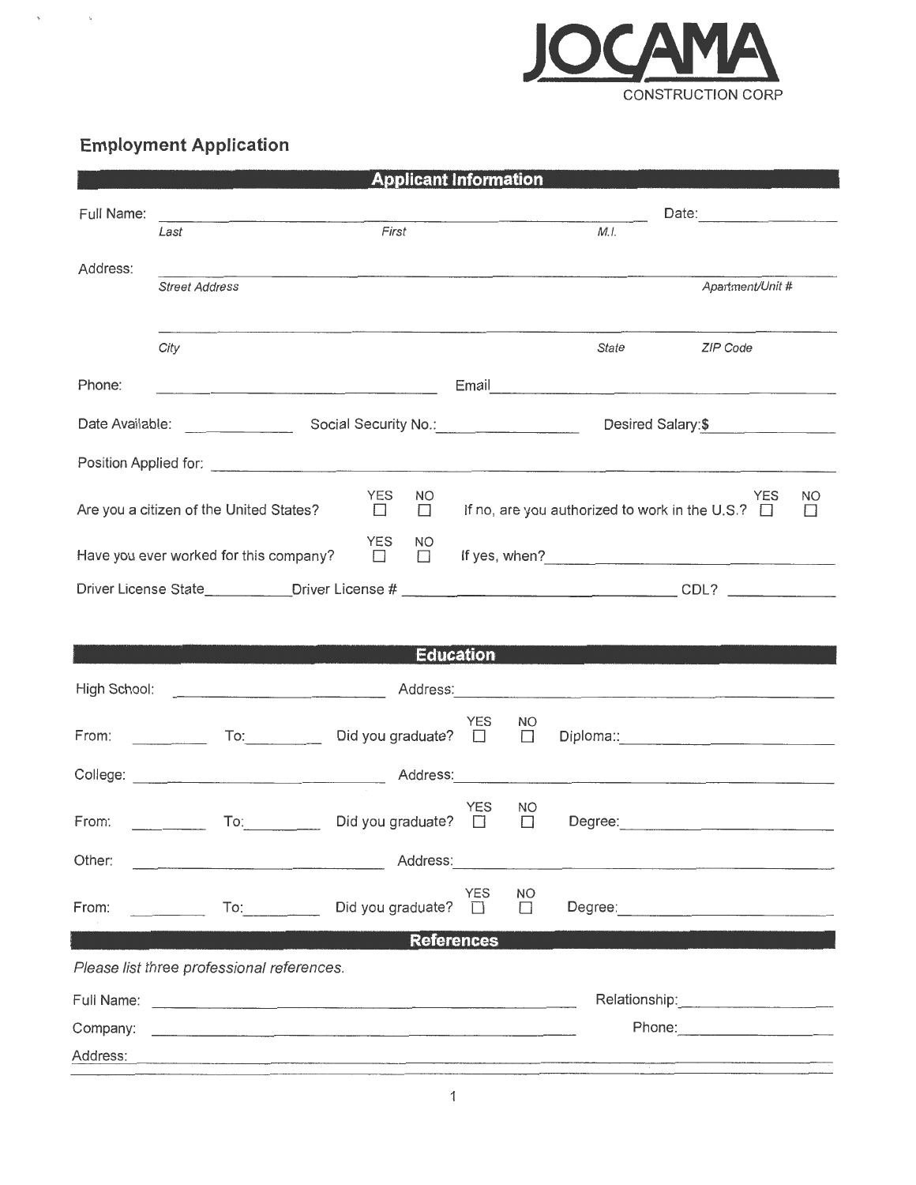JOCAMA
CONSTRUCTION CORP

# Employment Application

## Applicant Information

Full Name: ______________________________________________ Date: ____________

*Last* *First* *M.I.*

Address: ______________________________________________

*Street Address* *Apartment/Unit #*

______________________________________________

*City* *State* *ZIP Code*

Phone: ______________________ Email ______________________

Date Available: __________ Social Security No.: ______________ Desired Salary:$ ______________

Position Applied for: ______________________________________________

Are you a citizen of the United States? YES ☐ NO ☐ If no, are you authorized to work in the U.S.? YES ☐ NO ☐

Have you ever worked for this company? YES ☐ NO ☐ If yes, when? ______________________

Driver License State__________Driver License # ______________________ CDL? __________

## Education

High School: ______________________ Address: ______________________

From: ________ To: ________ Did you graduate? YES ☐ NO ☐ Diploma:: ______________________

College: ______________________ Address: ______________________

From: ________ To: ________ Did you graduate? YES ☐ NO ☐ Degree: ______________________

Other: ______________________ Address: ______________________

From: ________ To: ________ Did you graduate? YES ☐ NO ☐ Degree: ______________________

## References

*Please list three professional references.*

Full Name: ______________________________________________ Relationship: ______________

Company: ______________________________________________ Phone: ______________

Address: ______________________________________________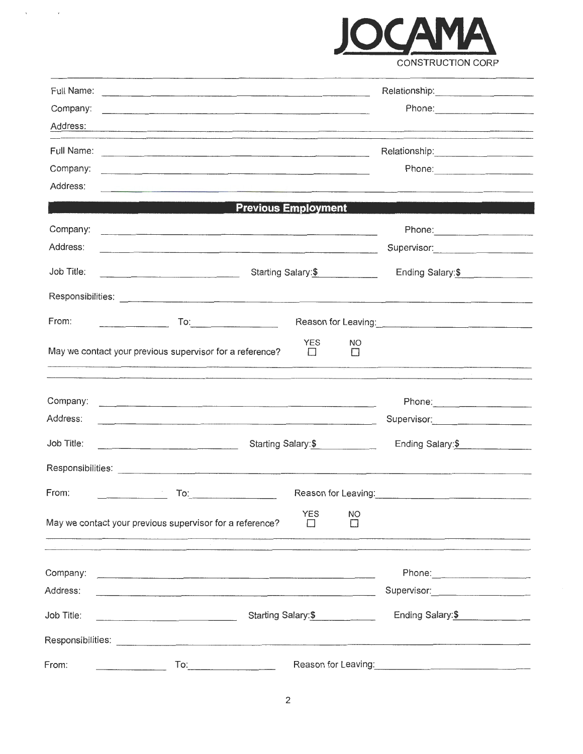**JOCAMA**
CONSTRUCTION CORP

Full Name: ______________________ Relationship: ______________
Company: ______________________ Phone: ______________
Address: ______________________

Full Name: ______________________ Relationship: ______________
Company: ______________________ Phone: ______________
Address: ______________________

## Previous Employment

Company: ______________________ Phone: ______________
Address: ______________________ Supervisor: ______________
Job Title: ______________ Starting Salary:$ ______________ Ending Salary:$ ______________
Responsibilities: ______________________
From: ______________ To: ______________ Reason for Leaving: ______________

May we contact your previous supervisor for a reference? YES ☐ NO ☐

Company: ______________________ Phone: ______________
Address: ______________________ Supervisor: ______________
Job Title: ______________ Starting Salary:$ ______________ Ending Salary:$ ______________
Responsibilities: ______________________
From: ______________ To: ______________ Reason for Leaving: ______________

May we contact your previous supervisor for a reference? YES ☐ NO ☐

Company: ______________________ Phone: ______________
Address: ______________________ Supervisor: ______________
Job Title: ______________ Starting Salary:$ ______________ Ending Salary:$ ______________
Responsibilities: ______________________
From: ______________ To: ______________ Reason for Leaving: ______________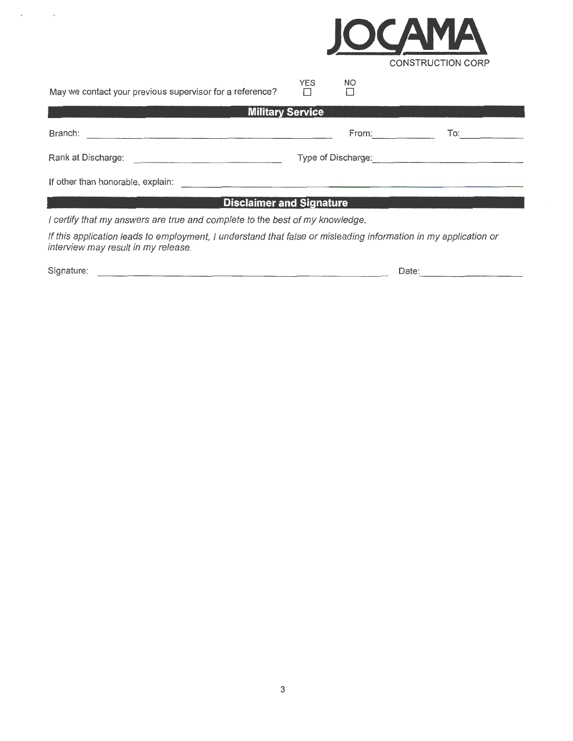JOCAMA CONSTRUCTION CORP

May we contact your previous supervisor for a reference? YES ☐ NO ☐

## Military Service

Branch: ______________________________ From: __________ To: __________

Rank at Discharge: ______________________ Type of Discharge: ______________________

If other than honorable, explain: ________________________________________________

## Disclaimer and Signature

*I certify that my answers are true and complete to the best of my knowledge.*

*If this application leads to employment, I understand that false or misleading information in my application or interview may result in my release.*

Signature: ________________________________________ Date: ______________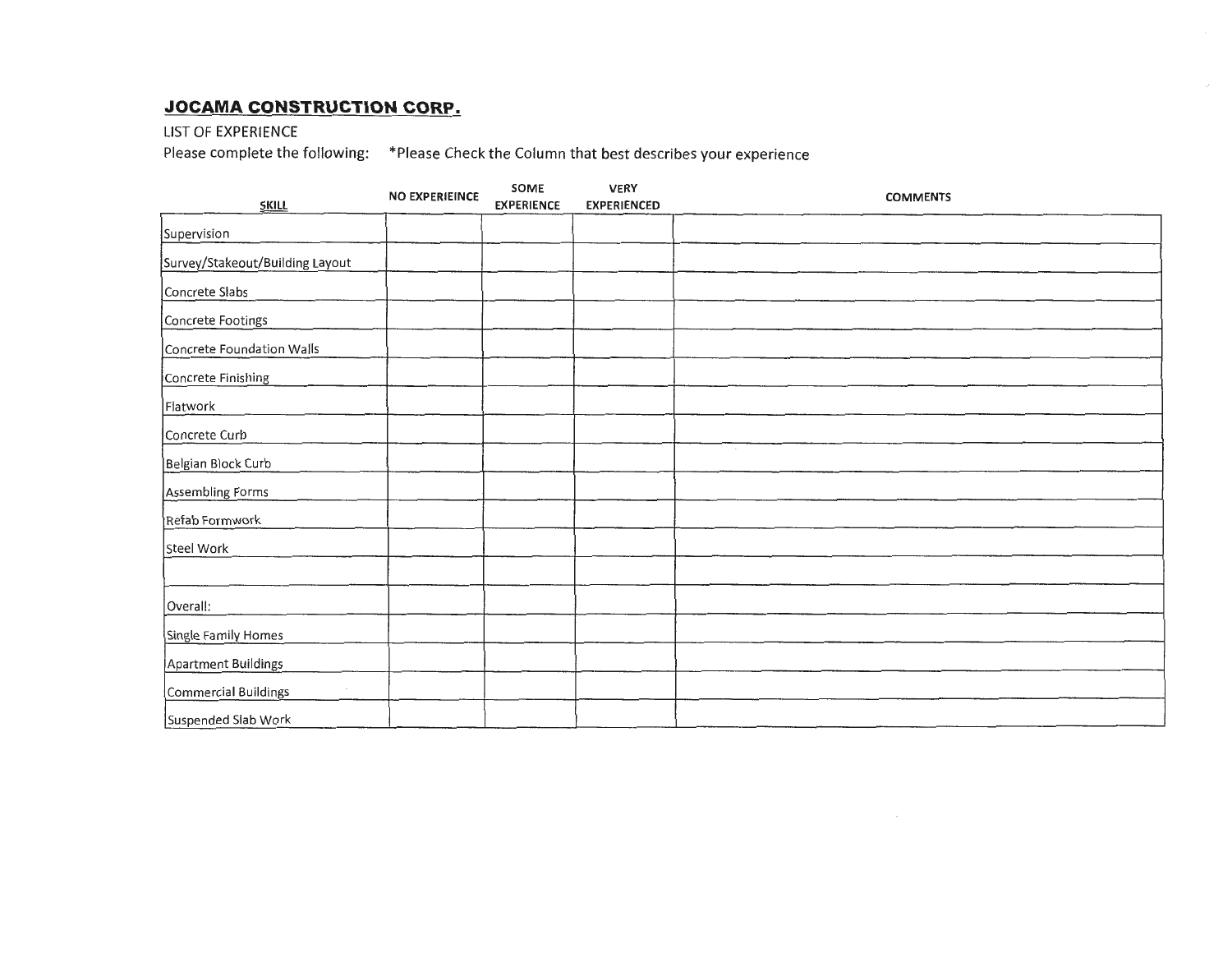**JOCAMA CONSTRUCTION CORP.**

LIST OF EXPERIENCE

Please complete the following: *Please Check the Column that best describes your experience

| SKILL | NO EXPERIEINCE | SOME EXPERIENCE | VERY EXPERIENCED | COMMENTS |
|---|---|---|---|---|
| Supervision | | | | |
| Survey/Stakeout/Building Layout | | | | |
| Concrete Slabs | | | | |
| Concrete Footings | | | | |
| Concrete Foundation Walls | | | | |
| Concrete Finishing | | | | |
| Flatwork | | | | |
| Concrete Curb | | | | |
| Belgian Block Curb | | | | |
| Assembling Forms | | | | |
| Refab Formwork | | | | |
| Steel Work | | | | |
| | | | | |
| Overall: | | | | |
| Single Family Homes | | | | |
| Apartment Buildings | | | | |
| Commercial Buildings | | | | |
| Suspended Slab Work | | | | |